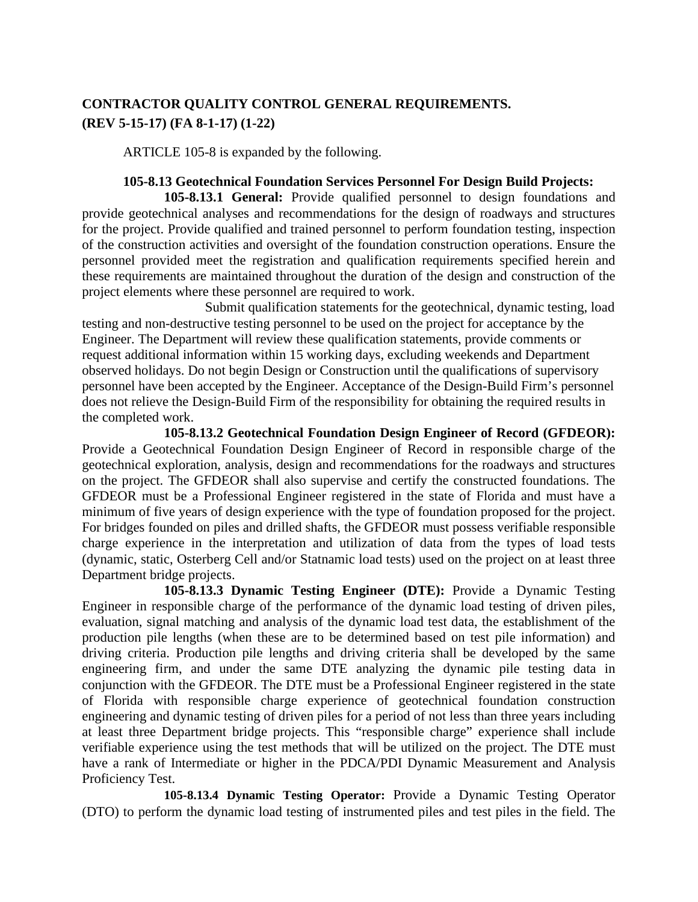**CONTRACTOR QUALITY CONTROL GENERAL REQUIREMENTS.**
**(REV 5-15-17) (FA 8-1-17) (1-22)**

ARTICLE 105-8 is expanded by the following.

**105-8.13 Geotechnical Foundation Services Personnel For Design Build Projects:**

**105-8.13.1 General:** Provide qualified personnel to design foundations and provide geotechnical analyses and recommendations for the design of roadways and structures for the project. Provide qualified and trained personnel to perform foundation testing, inspection of the construction activities and oversight of the foundation construction operations. Ensure the personnel provided meet the registration and qualification requirements specified herein and these requirements are maintained throughout the duration of the design and construction of the project elements where these personnel are required to work.

Submit qualification statements for the geotechnical, dynamic testing, load testing and non-destructive testing personnel to be used on the project for acceptance by the Engineer. The Department will review these qualification statements, provide comments or request additional information within 15 working days, excluding weekends and Department observed holidays. Do not begin Design or Construction until the qualifications of supervisory personnel have been accepted by the Engineer. Acceptance of the Design-Build Firm's personnel does not relieve the Design-Build Firm of the responsibility for obtaining the required results in the completed work.

**105-8.13.2 Geotechnical Foundation Design Engineer of Record (GFDEOR):** Provide a Geotechnical Foundation Design Engineer of Record in responsible charge of the geotechnical exploration, analysis, design and recommendations for the roadways and structures on the project. The GFDEOR shall also supervise and certify the constructed foundations. The GFDEOR must be a Professional Engineer registered in the state of Florida and must have a minimum of five years of design experience with the type of foundation proposed for the project. For bridges founded on piles and drilled shafts, the GFDEOR must possess verifiable responsible charge experience in the interpretation and utilization of data from the types of load tests (dynamic, static, Osterberg Cell and/or Statnamic load tests) used on the project on at least three Department bridge projects.

**105-8.13.3 Dynamic Testing Engineer (DTE):** Provide a Dynamic Testing Engineer in responsible charge of the performance of the dynamic load testing of driven piles, evaluation, signal matching and analysis of the dynamic load test data, the establishment of the production pile lengths (when these are to be determined based on test pile information) and driving criteria. Production pile lengths and driving criteria shall be developed by the same engineering firm, and under the same DTE analyzing the dynamic pile testing data in conjunction with the GFDEOR. The DTE must be a Professional Engineer registered in the state of Florida with responsible charge experience of geotechnical foundation construction engineering and dynamic testing of driven piles for a period of not less than three years including at least three Department bridge projects. This "responsible charge" experience shall include verifiable experience using the test methods that will be utilized on the project. The DTE must have a rank of Intermediate or higher in the PDCA/PDI Dynamic Measurement and Analysis Proficiency Test.

**105-8.13.4 Dynamic Testing Operator:** Provide a Dynamic Testing Operator (DTO) to perform the dynamic load testing of instrumented piles and test piles in the field. The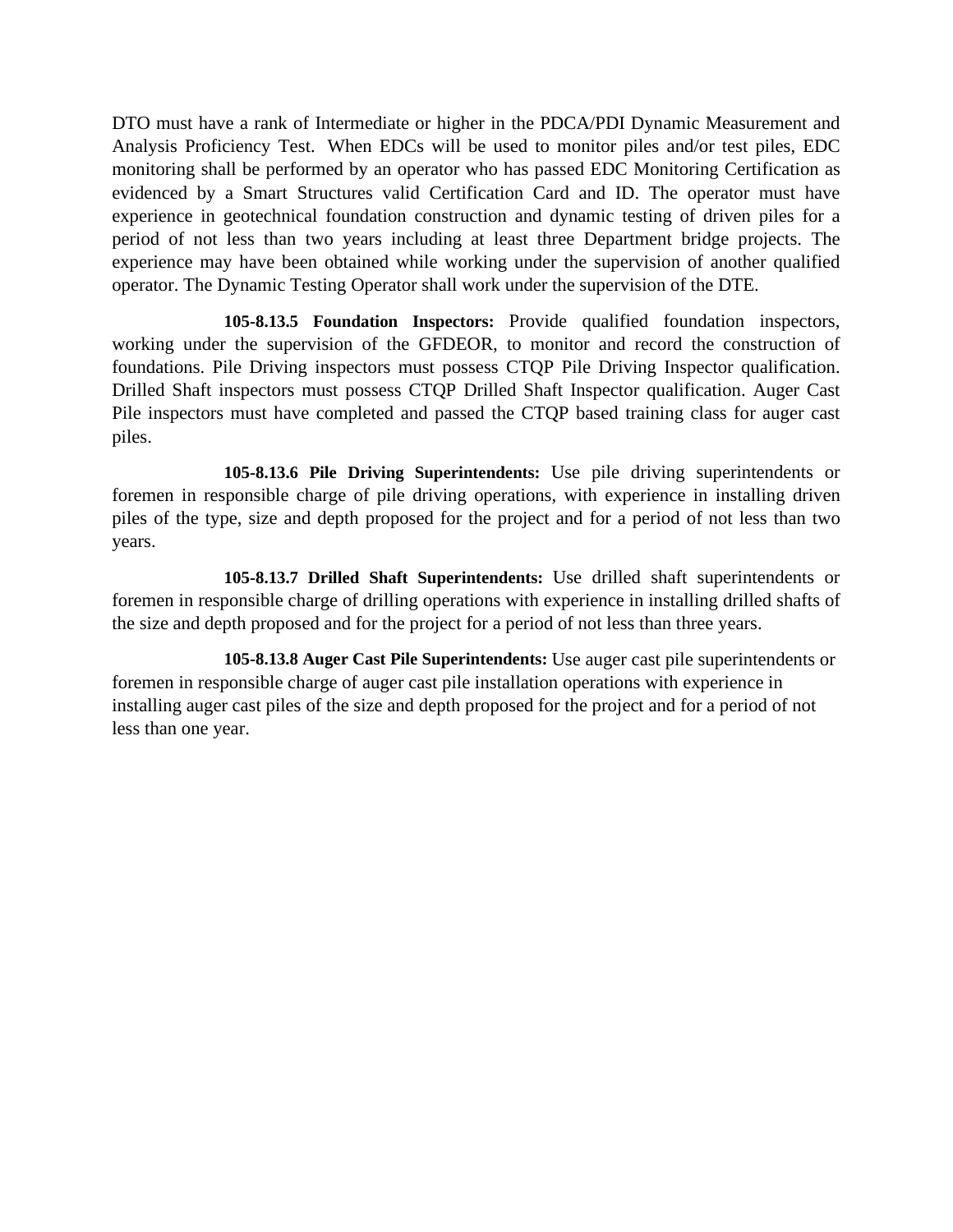DTO must have a rank of Intermediate or higher in the PDCA/PDI Dynamic Measurement and Analysis Proficiency Test. When EDCs will be used to monitor piles and/or test piles, EDC monitoring shall be performed by an operator who has passed EDC Monitoring Certification as evidenced by a Smart Structures valid Certification Card and ID. The operator must have experience in geotechnical foundation construction and dynamic testing of driven piles for a period of not less than two years including at least three Department bridge projects. The experience may have been obtained while working under the supervision of another qualified operator. The Dynamic Testing Operator shall work under the supervision of the DTE.

**105-8.13.5 Foundation Inspectors:** Provide qualified foundation inspectors, working under the supervision of the GFDEOR, to monitor and record the construction of foundations. Pile Driving inspectors must possess CTQP Pile Driving Inspector qualification. Drilled Shaft inspectors must possess CTQP Drilled Shaft Inspector qualification. Auger Cast Pile inspectors must have completed and passed the CTQP based training class for auger cast piles.

**105-8.13.6 Pile Driving Superintendents:** Use pile driving superintendents or foremen in responsible charge of pile driving operations, with experience in installing driven piles of the type, size and depth proposed for the project and for a period of not less than two years.

**105-8.13.7 Drilled Shaft Superintendents:** Use drilled shaft superintendents or foremen in responsible charge of drilling operations with experience in installing drilled shafts of the size and depth proposed and for the project for a period of not less than three years.

**105-8.13.8 Auger Cast Pile Superintendents:** Use auger cast pile superintendents or foremen in responsible charge of auger cast pile installation operations with experience in installing auger cast piles of the size and depth proposed for the project and for a period of not less than one year.